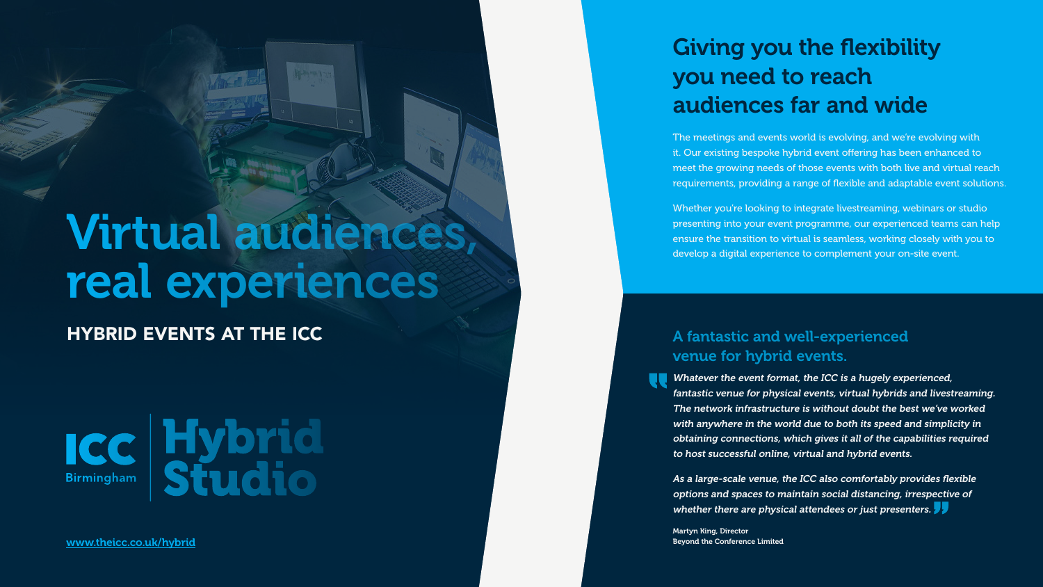# Virtual audiences, real experiences

**HYBRID EVENTS AT THE ICC**

ICC Birmingham | Hybrid Studio

www.theicc.co.uk/hybrid

## Giving you the flexibility you need to reach audiences far and wide

The meetings and events world is evolving, and we're evolving with it. Our existing bespoke hybrid event offering has been enhanced to meet the growing needs of those events with both live and virtual reach requirements, providing a range of flexible and adaptable event solutions.

Whether you're looking to integrate livestreaming, webinars or studio presenting into your event programme, our experienced teams can help ensure the transition to virtual is seamless, working closely with you to develop a digital experience to complement your on-site event.

### A fantastic and well-experienced venue for hybrid events.

*"Whatever the event format, the ICC is a hugely experienced, fantastic venue for physical events, virtual hybrids and livestreaming. The network infrastructure is without doubt the best we've worked with anywhere in the world due to both its speed and simplicity in obtaining connections, which gives it all of the capabilities required to host successful online, virtual and hybrid events.*

*As a large-scale venue, the ICC also comfortably provides flexible options and spaces to maintain social distancing, irrespective of whether there are physical attendees or just presenters."*

Martyn King, Director
Beyond the Conference Limited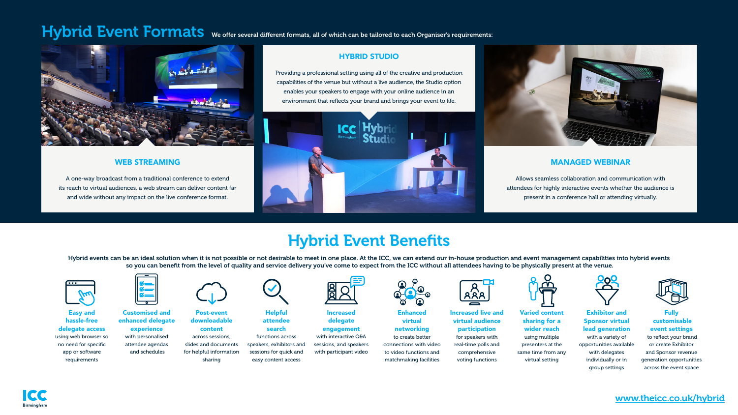# Hybrid Event Formats

We offer several different formats, all of which can be tailored to each Organiser's requirements:

### WEB STREAMING

A one-way broadcast from a traditional conference to extend its reach to virtual audiences, a web stream can deliver content far and wide without any impact on the live conference format.

### HYBRID STUDIO

Providing a professional setting using all of the creative and production capabilities of the venue but without a live audience, the Studio option enables your speakers to engage with your online audience in an environment that reflects your brand and brings your event to life.

### MANAGED WEBINAR

Allows seamless collaboration and communication with attendees for highly interactive events whether the audience is present in a conference hall or attending virtually.

# Hybrid Event Benefits

Hybrid events can be an ideal solution when it is not possible or not desirable to meet in one place. At the ICC, we can extend our in-house production and event management capabilities into hybrid events so you can benefit from the level of quality and service delivery you've come to expect from the ICC without all attendees having to be physically present at the venue.

- **Easy and hassle-free delegate access** using web browser so no need for specific app or software requirements
- **Customised and enhanced delegate experience** with personalised attendee agendas and schedules
- **Post-event downloadable content** across sessions, slides and documents for helpful information sharing
- **Helpful attendee search** functions across speakers, exhibitors and sessions for quick and easy content access
- **Increased delegate engagement** with interactive Q&A sessions, and speakers with participant video
- **Enhanced virtual networking** to create better connections with video to video functions and matchmaking facilities
- **Increased live and virtual audience participation** for speakers with real-time polls and comprehensive voting functions
- **Varied content sharing for a wider reach** using multiple presenters at the same time from any virtual setting
- **Exhibitor and Sponsor virtual lead generation** with a variety of opportunities available with delegates individually or in group settings
- **Fully customisable event settings** to reflect your brand or create Exhibitor and Sponsor revenue generation opportunities across the event space

ICC Birmingham

www.theicc.co.uk/hybrid